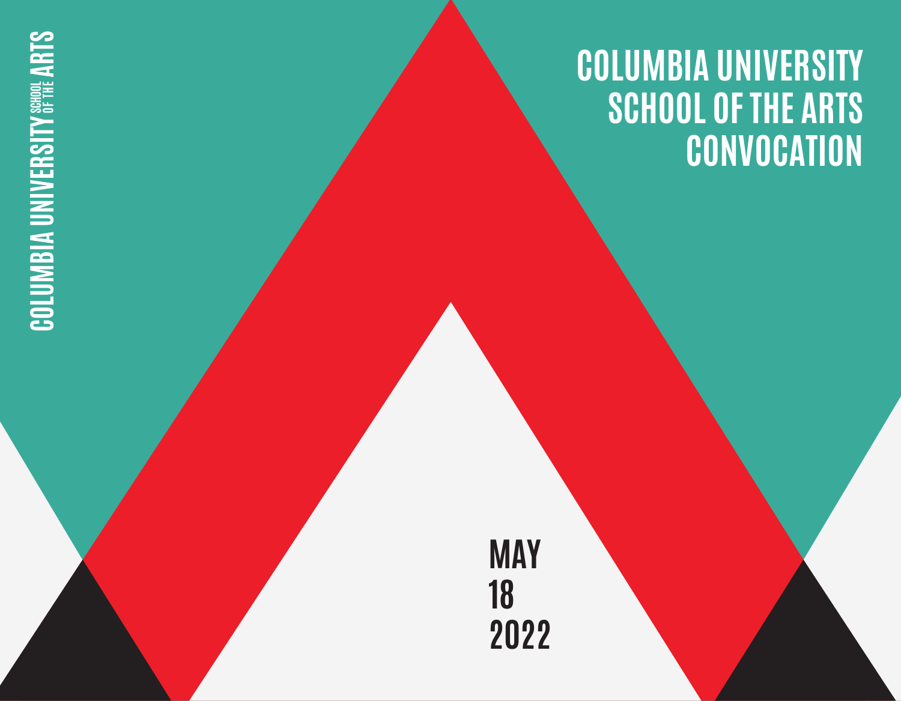COLUMBIA UNIVERSITY SCHOOL OF THE ARTS

# COLUMBIA UNIVERSITY SCHOOL OF THE ARTS CONVOCATION

MAY
18
2022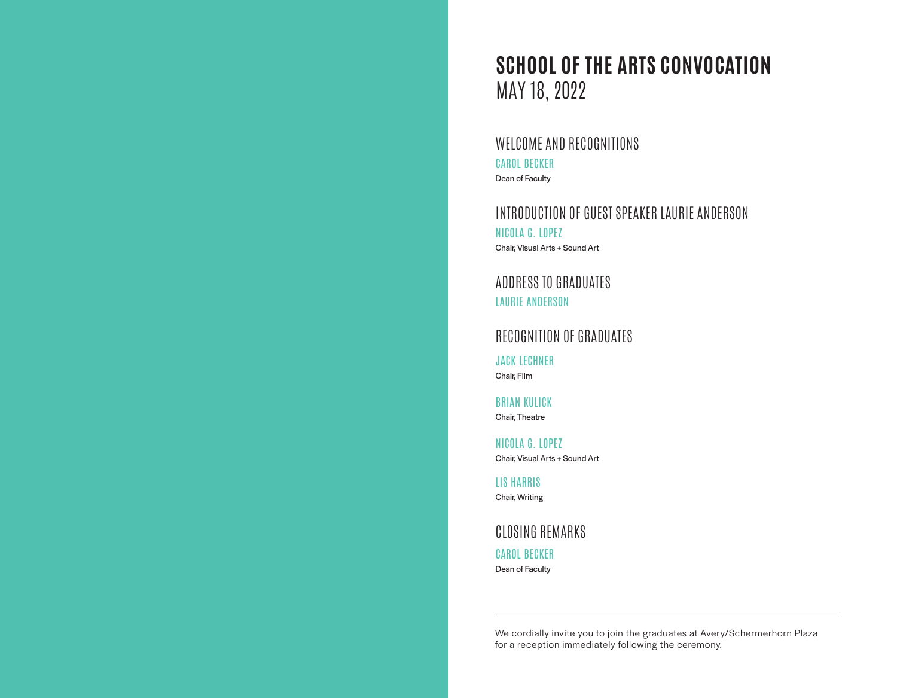# SCHOOL OF THE ARTS CONVOCATION

MAY 18, 2022

## WELCOME AND RECOGNITIONS

CAROL BECKER
Dean of Faculty

## INTRODUCTION OF GUEST SPEAKER LAURIE ANDERSON

NICOLA G. LOPEZ
Chair, Visual Arts + Sound Art

## ADDRESS TO GRADUATES

LAURIE ANDERSON

## RECOGNITION OF GRADUATES

JACK LECHNER
Chair, Film

BRIAN KULICK
Chair, Theatre

NICOLA G. LOPEZ
Chair, Visual Arts + Sound Art

LIS HARRIS
Chair, Writing

## CLOSING REMARKS

CAROL BECKER
Dean of Faculty

---

We cordially invite you to join the graduates at Avery/Schermerhorn Plaza for a reception immediately following the ceremony.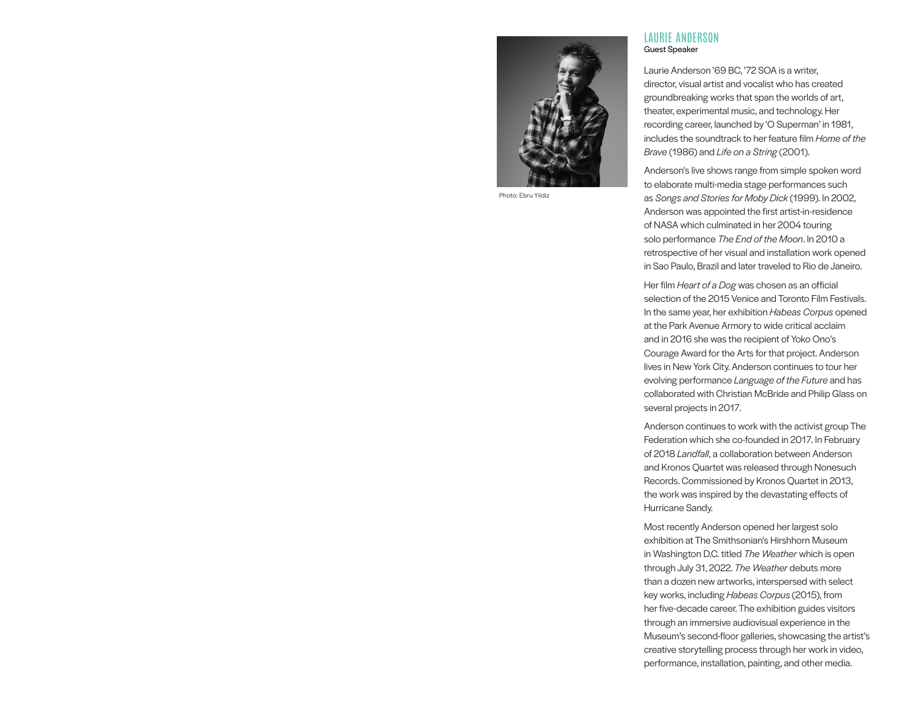Photo: Ebru Yildiz

## LAURIE ANDERSON

**Guest Speaker**

Laurie Anderson '69 BC, '72 SOA is a writer, director, visual artist and vocalist who has created groundbreaking works that span the worlds of art, theater, experimental music, and technology. Her recording career, launched by 'O Superman' in 1981, includes the soundtrack to her feature film *Home of the Brave* (1986) and *Life on a String* (2001).

Anderson's live shows range from simple spoken word to elaborate multi-media stage performances such as *Songs and Stories for Moby Dick* (1999). In 2002, Anderson was appointed the first artist-in-residence of NASA which culminated in her 2004 touring solo performance *The End of the Moon*. In 2010 a retrospective of her visual and installation work opened in Sao Paulo, Brazil and later traveled to Rio de Janeiro.

Her film *Heart of a Dog* was chosen as an official selection of the 2015 Venice and Toronto Film Festivals. In the same year, her exhibition *Habeas Corpus* opened at the Park Avenue Armory to wide critical acclaim and in 2016 she was the recipient of Yoko Ono's Courage Award for the Arts for that project. Anderson lives in New York City. Anderson continues to tour her evolving performance *Language of the Future* and has collaborated with Christian McBride and Philip Glass on several projects in 2017.

Anderson continues to work with the activist group The Federation which she co-founded in 2017. In February of 2018 *Landfall*, a collaboration between Anderson and Kronos Quartet was released through Nonesuch Records. Commissioned by Kronos Quartet in 2013, the work was inspired by the devastating effects of Hurricane Sandy.

Most recently Anderson opened her largest solo exhibition at The Smithsonian's Hirshhorn Museum in Washington D.C. titled *The Weather* which is open through July 31, 2022. *The Weather* debuts more than a dozen new artworks, interspersed with select key works, including *Habeas Corpus* (2015), from her five-decade career. The exhibition guides visitors through an immersive audiovisual experience in the Museum's second-floor galleries, showcasing the artist's creative storytelling process through her work in video, performance, installation, painting, and other media.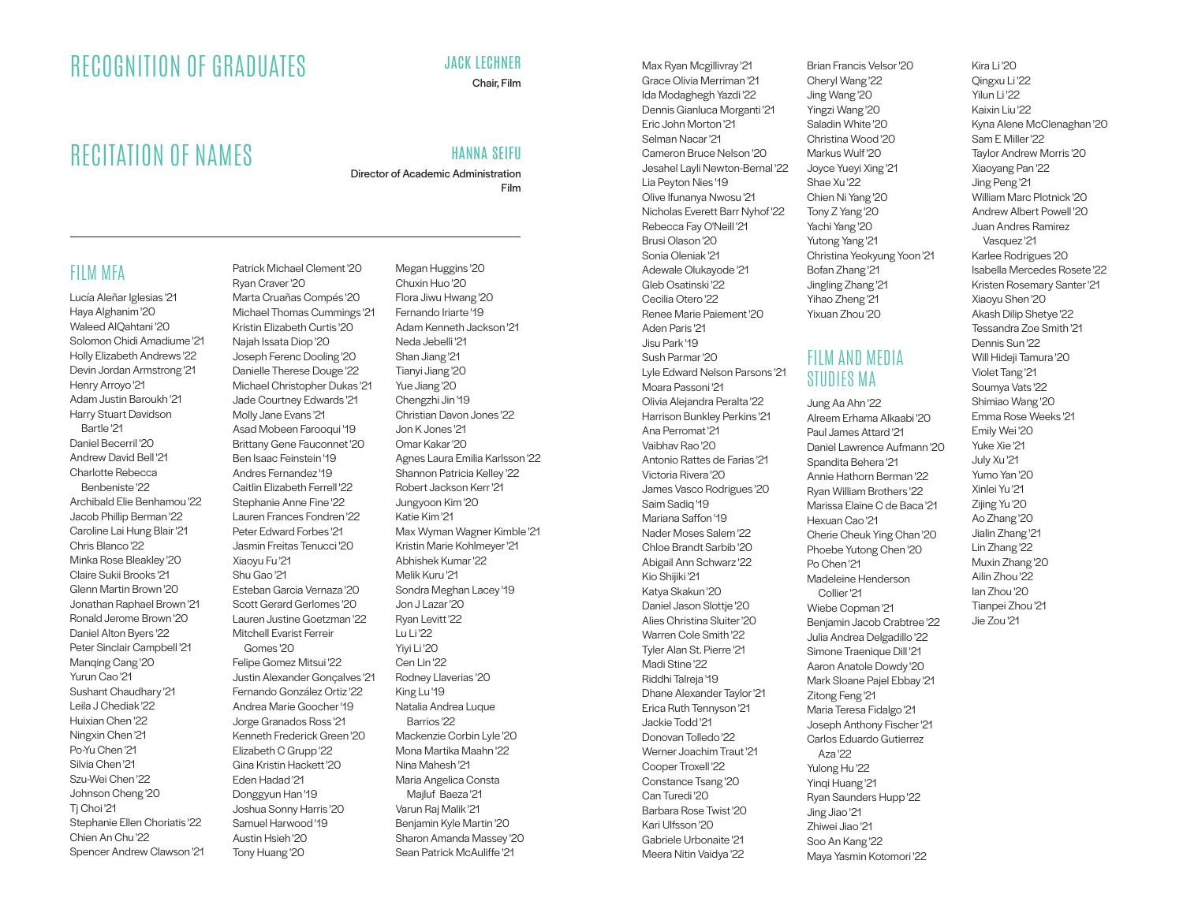# RECOGNITION OF GRADUATES

**JACK LECHNER**
Chair, Film

# RECITATION OF NAMES

**HANNA SEIFU**
Director of Academic Administration
Film

## FILM MFA

Lucía Aleñar Iglesias '21
Haya Alghanim '20
Waleed AlQahtani '20
Solomon Chidi Amadiume '21
Holly Elizabeth Andrews '22
Devin Jordan Armstrong '21
Henry Arroyo '21
Adam Justin Baroukh '21
Harry Stuart Davidson Bartle '21
Daniel Becerril '20
Andrew David Bell '21
Charlotte Rebecca Benbeniste '22
Archibald Elie Benhamou '22
Jacob Phillip Berman '22
Caroline Lai Hung Blair '21
Chris Blanco '22
Minka Rose Bleakley '20
Claire Sukii Brooks '21
Glenn Martin Brown '20
Jonathan Raphael Brown '21
Ronald Jerome Brown '20
Daniel Alton Byers '22
Peter Sinclair Campbell '21
Manqing Cang '20
Yurun Cao '21
Sushant Chaudhary '21
Leila J Chediak '22
Huixian Chen '22
Ningxin Chen '21
Po-Yu Chen '21
Silvia Chen '21
Szu-Wei Chen '22
Johnson Cheng '20
Tj Choi '21
Stephanie Ellen Choriatis '22
Chien An Chu '22
Spencer Andrew Clawson '21
Patrick Michael Clement '20
Ryan Craver '20
Marta Cruañas Compés '20
Michael Thomas Cummings '21
Kristin Elizabeth Curtis '20
Najah Issata Diop '20
Joseph Ferenc Dooling '20
Danielle Therese Douge '22
Michael Christopher Dukas '21
Jade Courtney Edwards '21
Molly Jane Evans '21
Asad Mobeen Farooqui '19
Brittany Gene Fauconnet '20
Ben Isaac Feinstein '19
Andres Fernandez '19
Caitlin Elizabeth Ferrell '22
Stephanie Anne Fine '22
Lauren Frances Fondren '22
Peter Edward Forbes '21
Jasmin Freitas Tenucci '20
Xiaoyu Fu '21
Shu Gao '21
Esteban Garcia Vernaza '20
Scott Gerard Gerlomes '20
Lauren Justine Goetzman '22
Mitchell Evarist Ferreir Gomes '20
Felipe Gomez Mitsui '22
Justin Alexander Gonçalves '21
Fernando González Ortiz '22
Andrea Marie Goocher '19
Jorge Granados Ross '21
Kenneth Frederick Green '20
Elizabeth C Grupp '22
Gina Kristin Hackett '20
Eden Hadad '21
Donggyun Han '19
Joshua Sonny Harris '20
Samuel Harwood '19
Austin Hsieh '20
Tony Huang '20
Megan Huggins '20
Chuxin Huo '20
Flora Jiwu Hwang '20
Fernando Iriarte '19
Adam Kenneth Jackson '21
Neda Jebelli '21
Shan Jiang '21
Tianyi Jiang '20
Yue Jiang '20
Chengzhi Jin '19
Christian Davon Jones '22
Jon K Jones '21
Omar Kakar '20
Agnes Laura Emilia Karlsson '22
Shannon Patricia Kelley '22
Robert Jackson Kerr '21
Jungyoon Kim '20
Katie Kim '21
Max Wyman Wagner Kimble '21
Kristin Marie Kohlmeyer '21
Abhishek Kumar '22
Melik Kuru '21
Sondra Meghan Lacey '19
Jon J Lazar '20
Ryan Levitt '22
Lu Li '22
Yiyi Li '20
Cen Lin '22
Rodney Llaverias '20
King Lu '19
Natalia Andrea Luque Barrios '22
Mackenzie Corbin Lyle '20
Mona Martika Maahn '22
Nina Mahesh '21
Maria Angelica Consta Majluf Baeza '21
Varun Raj Malik '21
Benjamin Kyle Martin '20
Sharon Amanda Massey '20
Sean Patrick McAuliffe '21
Max Ryan Mcgillivray '21
Grace Olivia Merriman '21
Ida Modaghegh Yazdi '22
Dennis Gianluca Morganti '21
Eric John Morton '21
Selman Nacar '21
Cameron Bruce Nelson '20
Jesahel Layli Newton-Bernal '22
Lia Peyton Nies '19
Olive Ifunanya Nwosu '21
Nicholas Everett Barr Nyhof '22
Rebecca Fay O'Neill '21
Brusi Olason '20
Sonia Oleniak '21
Adewale Olukayode '21
Gleb Osatinski '22
Cecilia Otero '22
Renee Marie Paiement '20
Aden Paris '21
Jisu Park '19
Sush Parmar '20
Lyle Edward Nelson Parsons '21
Moara Passoni '21
Olivia Alejandra Peralta '22
Harrison Bunkley Perkins '21
Ana Perromat '21
Vaibhav Rao '20
Antonio Rattes de Farias '21
Victoria Rivera '20
James Vasco Rodrigues '20
Saim Sadiq '19
Mariana Saffon '19
Nader Moses Salem '22
Chloe Brandt Sarbib '20
Abigail Ann Schwarz '22
Kio Shijiki '21
Katya Skakun '20
Daniel Jason Slottje '20
Alies Christina Sluiter '20
Warren Cole Smith '22
Tyler Alan St. Pierre '21
Madi Stine '22
Riddhi Talreja '19
Dhane Alexander Taylor '21
Erica Ruth Tennyson '21
Jackie Todd '21
Donovan Tolledo '22
Werner Joachim Traut '21
Cooper Troxell '22
Constance Tsang '20
Can Turedi '20
Barbara Rose Twist '20
Kari Ulfsson '20
Gabriele Urbonaite '21
Meera Nitin Vaidya '22
Brian Francis Velsor '20
Cheryl Wang '22
Jing Wang '20
Yingzi Wang '20
Saladin White '20
Christina Wood '20
Markus Wulf '20
Joyce Yueyi Xing '21
Shae Xu '22
Chien Ni Yang '20
Tony Z Yang '20
Yachi Yang '20
Yutong Yang '21
Christina Yeokyung Yoon '21
Bofan Zhang '21
Jingling Zhang '21
Yihao Zheng '21
Yixuan Zhou '20

## FILM AND MEDIA STUDIES MA

Jung Aa Ahn '22
Alreem Erhama Alkaabi '20
Paul James Attard '21
Daniel Lawrence Aufmann '20
Spandita Behera '21
Annie Hathorn Berman '22
Ryan William Brothers '22
Marissa Elaine C de Baca '21
Hexuan Cao '21
Cherie Cheuk Ying Chan '20
Phoebe Yutong Chen '20
Po Chen '21
Madeleine Henderson Collier '21
Wiebe Copman '21
Benjamin Jacob Crabtree '22
Julia Andrea Delgadillo '22
Simone Traenique Dill '21
Aaron Anatole Dowdy '20
Mark Sloane Pajel Ebbay '21
Zitong Feng '21
Maria Teresa Fidalgo '21
Joseph Anthony Fischer '21
Carlos Eduardo Gutierrez Aza '22
Yulong Hu '22
Yinqi Huang '21
Ryan Saunders Hupp '22
Jing Jiao '21
Zhiwei Jiao '21
Soo An Kang '22
Maya Yasmin Kotomori '22
Kira Li '20
Qingxu Li '22
Yilun Li '22
Kaixin Liu '22
Kyna Alene McClenaghan '20
Sam E Miller '22
Taylor Andrew Morris '20
Xiaoyang Pan '22
Jing Peng '21
William Marc Plotnick '20
Andrew Albert Powell '20
Juan Andres Ramirez Vasquez '21
Karlee Rodrigues '20
Isabella Mercedes Rosete '22
Kristen Rosemary Santer '21
Xiaoyu Shen '20
Akash Dilip Shetye '22
Tessandra Zoe Smith '21
Dennis Sun '22
Will Hideji Tamura '20
Violet Tang '21
Soumya Vats '22
Shimiao Wang '20
Emma Rose Weeks '21
Emily Wei '20
Yuke Xie '21
July Xu '21
Yumo Yan '20
Xinlei Yu '21
Zijing Yu '20
Ao Zhang '20
Jialin Zhang '21
Lin Zhang '22
Muxin Zhang '20
Ailin Zhou '22
Ian Zhou '20
Tianpei Zhou '21
Jie Zou '21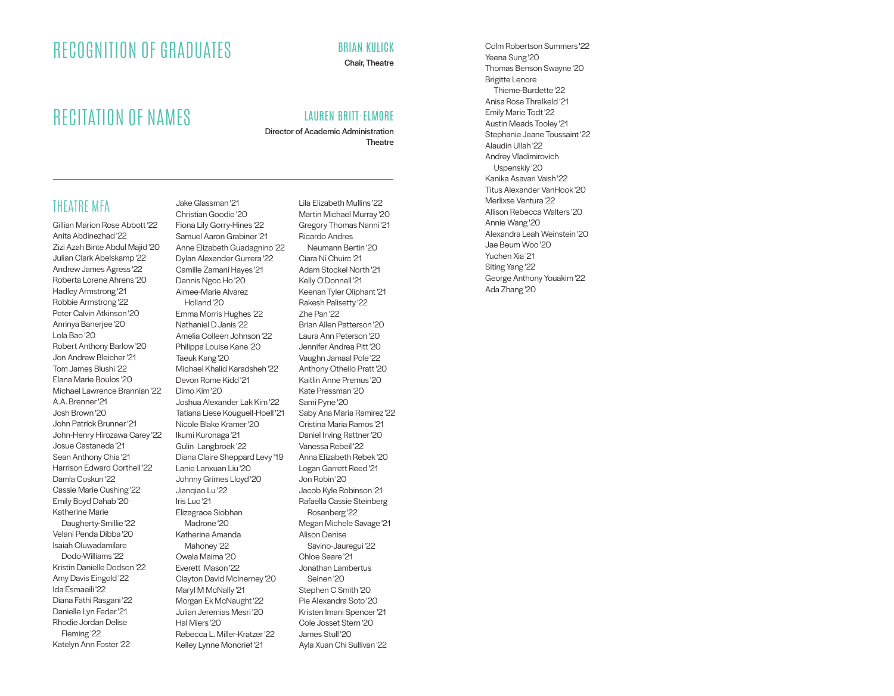## RECOGNITION OF GRADUATES

**BRIAN KULICK**
Chair, Theatre

## RECITATION OF NAMES

**LAUREN BRITT-ELMORE**
Director of Academic Administration
Theatre

---

### THEATRE MFA

Gillian Marion Rose Abbott '22
Anita Abdinezhad '22
Zizi Azah Binte Abdul Majid '20
Julian Clark Abelskamp '22
Andrew James Agress '22
Roberta Lorene Ahrens '20
Hadley Armstrong '21
Robbie Armstrong '22
Peter Calvin Atkinson '20
Anrinya Banerjee '20
Lola Bao '20
Robert Anthony Barlow '20
Jon Andrew Bleicher '21
Tom James Blushi '22
Elana Marie Boulos '20
Michael Lawrence Brannian '22
A.A. Brenner '21
Josh Brown '20
John Patrick Brunner '21
John-Henry Hirozawa Carey '22
Josue Castaneda '21
Sean Anthony Chia '21
Harrison Edward Corthell '22
Damla Coskun '22
Cassie Marie Cushing '22
Emily Boyd Dahab '20
Katherine Marie Daugherty-Smillie '22
Velani Penda Dibba '20
Isaiah Oluwadamilare Dodo-Williams '22
Kristin Danielle Dodson '22
Amy Davis Eingold '22
Ida Esmaeili '22
Diana Fathi Rasgani '22
Danielle Lyn Feder '21
Rhodie Jordan Delise Fleming '22
Katelyn Ann Foster '22
Jake Glassman '21
Christian Goodie '20
Fiona Lily Gorry-Hines '22
Samuel Aaron Grabiner '21
Anne Elizabeth Guadagnino '22
Dylan Alexander Gurrera '22
Camille Zamani Hayes '21
Dennis Ngoc Ho '20
Aimee-Marie Alvarez Holland '20
Emma Morris Hughes '22
Nathaniel D Janis '22
Amelia Colleen Johnson '22
Philippa Louise Kane '20
Taeuk Kang '20
Michael Khalid Karadsheh '22
Devon Rome Kidd '21
Dimo Kim '20
Joshua Alexander Lak Kim '22
Tatiana Liese Kouguell-Hoell '21
Nicole Blake Kramer '20
Ikumi Kuronaga '21
Gulin Langbroek '22
Diana Claire Sheppard Levy '19
Lanie Lanxuan Liu '20
Johnny Grimes Lloyd '20
Jianqiao Lu '22
Iris Luo '21
Elizagrace Siobhan Madrone '20
Katherine Amanda Mahoney '22
Owala Maima '20
Everett Mason '22
Clayton David McInerney '20
Maryl M McNally '21
Morgan Ek McNaught '22
Julian Jeremias Mesri '20
Hal Miers '20
Rebecca L. Miller-Kratzer '22
Kelley Lynne Moncrief '21
Lila Elizabeth Mullins '22
Martin Michael Murray '20
Gregory Thomas Nanni '21
Ricardo Andres Neumann Bertin '20
Ciara Ní Chuirc '21
Adam Stockel North '21
Kelly O'Donnell '21
Keenan Tyler Oliphant '21
Rakesh Palisetty '22
Zhe Pan '22
Brian Allen Patterson '20
Laura Ann Peterson '20
Jennifer Andrea Pitt '20
Vaughn Jamaal Pole '22
Anthony Othello Pratt '20
Kaitlin Anne Premus '20
Kate Pressman '20
Sami Pyne '20
Saby Ana Maria Ramirez '22
Cristina Maria Ramos '21
Daniel Irving Rattner '20
Vanessa Rebeil '22
Anna Elizabeth Rebek '20
Logan Garrett Reed '21
Jon Robin '20
Jacob Kyle Robinson '21
Rafaella Cassie Steinberg Rosenberg '22
Megan Michele Savage '21
Alison Denise Savino-Jauregui '22
Chloe Seare '21
Jonathan Lambertus Seinen '20
Stephen C Smith '20
Pie Alexandra Soto '20
Kristen Imani Spencer '21
Cole Josset Stern '20
James Stull '20
Ayla Xuan Chi Sullivan '22
Colm Robertson Summers '22
Yeena Sung '20
Thomas Benson Swayne '20
Brigitte Lenore Thieme-Burdette '22
Anisa Rose Threlkeld '21
Emily Marie Todt '22
Austin Meads Tooley '21
Stephanie Jeane Toussaint '22
Alaudin Ullah '22
Andrey Vladimirovich Uspenskiy '20
Kanika Asavari Vaish '22
Titus Alexander VanHook '20
Merlixse Ventura '22
Allison Rebecca Walters '20
Annie Wang '20
Alexandra Leah Weinstein '20
Jae Beum Woo '20
Yuchen Xia '21
Siting Yang '22
George Anthony Youakim '22
Ada Zhang '20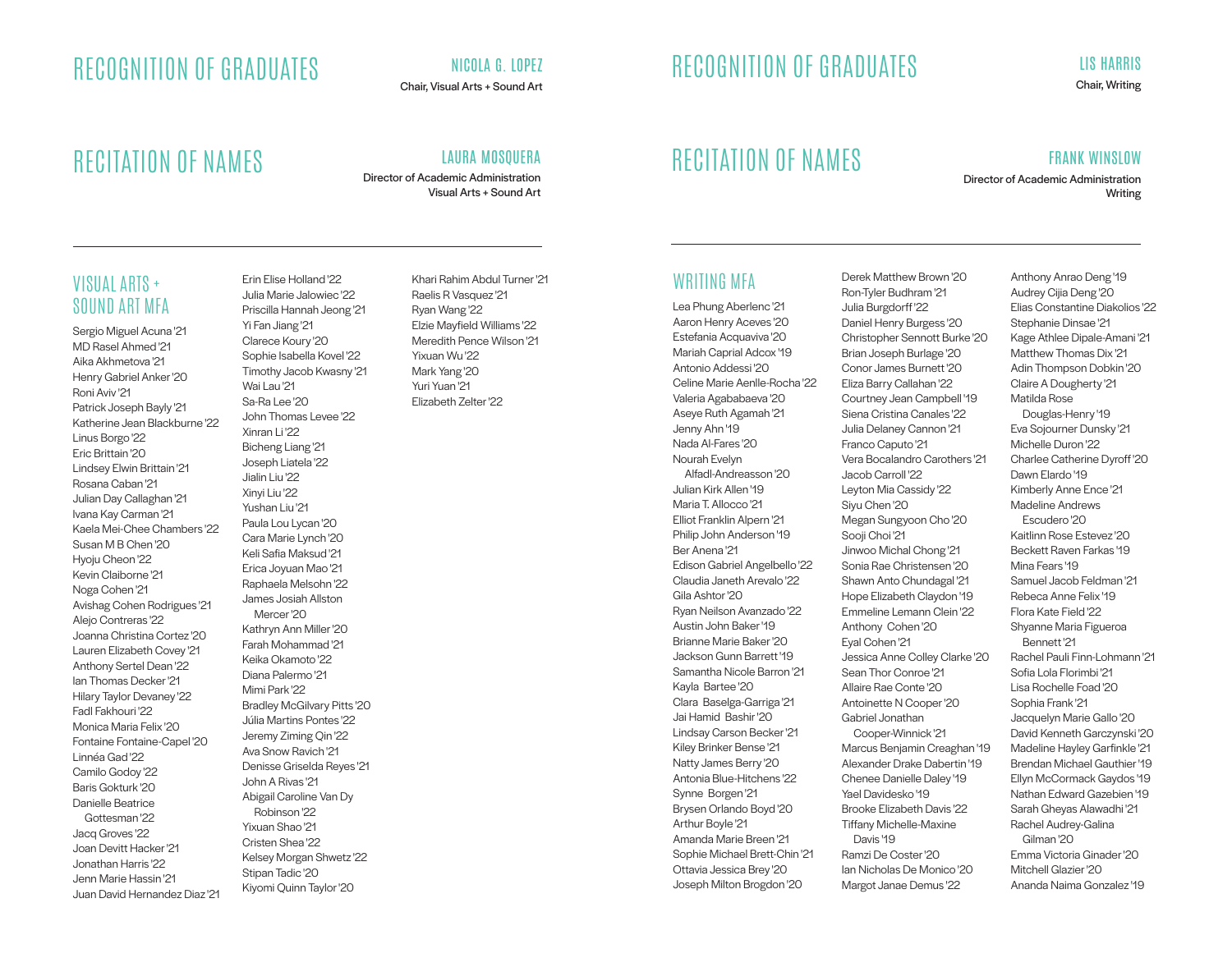## RECOGNITION OF GRADUATES

**NICOLA G. LOPEZ**
Chair, Visual Arts + Sound Art

## RECITATION OF NAMES

**LAURA MOSQUERA**
Director of Academic Administration
Visual Arts + Sound Art

### VISUAL ARTS + SOUND ART MFA

Sergio Miguel Acuna '21
MD Rasel Ahmed '21
Aika Akhmetova '21
Henry Gabriel Anker '20
Roni Aviv '21
Patrick Joseph Bayly '21
Katherine Jean Blackburne '22
Linus Borgo '22
Eric Brittain '20
Lindsey Elwin Brittain '21
Rosana Caban '21
Julian Day Callaghan '21
Ivana Kay Carman '21
Kaela Mei-Chee Chambers '22
Susan M B Chen '20
Hyoju Cheon '22
Kevin Claiborne '21
Noga Cohen '21
Avishag Cohen Rodrigues '21
Alejo Contreras '22
Joanna Christina Cortez '20
Lauren Elizabeth Covey '21
Anthony Sertel Dean '22
Ian Thomas Decker '21
Hilary Taylor Devaney '22
Fadl Fakhouri '22
Monica Maria Felix '20
Fontaine Fontaine-Capel '20
Linnéa Gad '22
Camilo Godoy '22
Baris Gokturk '20
Danielle Beatrice Gottesman '22
Jacq Groves '22
Joan Devitt Hacker '21
Jonathan Harris '22
Jenn Marie Hassin '21
Juan David Hernandez Diaz '21
Erin Elise Holland '22
Julia Marie Jalowiec '22
Priscilla Hannah Jeong '21
Yi Fan Jiang '21
Clarece Koury '20
Sophie Isabella Kovel '22
Timothy Jacob Kwasny '21
Wai Lau '21
Sa-Ra Lee '20
John Thomas Levee '22
Xinran Li '22
Bicheng Liang '21
Joseph Liatela '22
Jialin Liu '22
Xinyi Liu '22
Yushan Liu '21
Paula Lou Lycan '20
Cara Marie Lynch '20
Keli Safia Maksud '21
Erica Joyuan Mao '21
Raphaela Melsohn '22
James Josiah Allston Mercer '20
Kathryn Ann Miller '20
Farah Mohammad '21
Keika Okamoto '22
Diana Palermo '21
Mimi Park '22
Bradley McGilvary Pitts '20
Júlia Martins Pontes '22
Jeremy Ziming Qin '22
Ava Snow Ravich '21
Denisse Griselda Reyes '21
John A Rivas '21
Abigail Caroline Van Dy Robinson '22
Yixuan Shao '21
Cristen Shea '22
Kelsey Morgan Shwetz '22
Stipan Tadic '20
Kiyomi Quinn Taylor '20
Khari Rahim Abdul Turner '21
Raelis R Vasquez '21
Ryan Wang '22
Elzie Mayfield Williams '22
Meredith Pence Wilson '21
Yixuan Wu '22
Mark Yang '20
Yuri Yuan '21
Elizabeth Zelter '22

## RECOGNITION OF GRADUATES

**LIS HARRIS**
Chair, Writing

## RECITATION OF NAMES

**FRANK WINSLOW**
Director of Academic Administration
Writing

### WRITING MFA

Lea Phung Aberlenc '21
Aaron Henry Aceves '20
Estefania Acquaviva '20
Mariah Caprial Adcox '19
Antonio Addessi '20
Celine Marie Aenlle-Rocha '22
Valeria Agababaeva '20
Aseye Ruth Agamah '21
Jenny Ahn '19
Nada Al-Fares '20
Nourah Evelyn Alfadl-Andreasson '20
Julian Kirk Allen '19
Maria T. Allocco '21
Elliot Franklin Alpern '21
Philip John Anderson '19
Ber Anena '21
Edison Gabriel Angelbello '22
Claudia Janeth Arevalo '22
Gila Ashtor '20
Ryan Neilson Avanzado '22
Austin John Baker '19
Brianne Marie Baker '20
Jackson Gunn Barrett '19
Samantha Nicole Barron '21
Kayla Bartee '20
Clara Baselga-Garriga '21
Jai Hamid Bashir '20
Lindsay Carson Becker '21
Kiley Brinker Bense '21
Natty James Berry '20
Antonia Blue-Hitchens '22
Synne Borgen '21
Brysen Orlando Boyd '20
Arthur Boyle '21
Amanda Marie Breen '21
Sophie Michael Brett-Chin '21
Ottavia Jessica Brey '20
Joseph Milton Brogdon '20
Derek Matthew Brown '20
Ron-Tyler Budhram '21
Julia Burgdorff '22
Daniel Henry Burgess '20
Christopher Sennott Burke '20
Brian Joseph Burlage '20
Conor James Burnett '20
Eliza Barry Callahan '22
Courtney Jean Campbell '19
Siena Cristina Canales '22
Julia Delaney Cannon '21
Franco Caputo '21
Vera Bocalandro Carothers '21
Jacob Carroll '22
Leyton Mia Cassidy '22
Siyu Chen '20
Megan Sungyoon Cho '20
Sooji Choi '21
Jinwoo Michal Chong '21
Sonia Rae Christensen '20
Shawn Anto Chundagal '21
Hope Elizabeth Claydon '19
Emmeline Lemann Clein '22
Anthony Cohen '20
Eyal Cohen '21
Jessica Anne Colley Clarke '20
Sean Thor Conroe '21
Allaire Rae Conte '20
Antoinette N Cooper '20
Gabriel Jonathan Cooper-Winnick '21
Marcus Benjamin Creaghan '19
Alexander Drake Dabertin '19
Chenee Danielle Daley '19
Yael Davidesko '19
Brooke Elizabeth Davis '22
Tiffany Michelle-Maxine Davis '19
Ramzi De Coster '20
Ian Nicholas De Monico '20
Margot Janae Demus '22
Anthony Anrao Deng '19
Audrey Cijia Deng '20
Elias Constantine Diakolios '22
Stephanie Dinsae '21
Kage Athlee Dipale-Amani '21
Matthew Thomas Dix '21
Adin Thompson Dobkin '20
Claire A Dougherty '21
Matilda Rose Douglas-Henry '19
Eva Sojourner Dunsky '21
Michelle Duron '22
Charlee Catherine Dyroff '20
Dawn Elardo '19
Kimberly Anne Ence '21
Madeline Andrews Escudero '20
Kaitlinn Rose Estevez '20
Beckett Raven Farkas '19
Mina Fears '19
Samuel Jacob Feldman '21
Rebeca Anne Felix '19
Flora Kate Field '22
Shyanne Maria Figueroa Bennett '21
Rachel Pauli Finn-Lohmann '21
Sofia Lola Florimbi '21
Lisa Rochelle Foad '20
Sophia Frank '21
Jacquelyn Marie Gallo '20
David Kenneth Garczynski '20
Madeline Hayley Garfinkle '21
Brendan Michael Gauthier '19
Ellyn McCormack Gaydos '19
Nathan Edward Gazebien '19
Sarah Gheyas Alawadhi '21
Rachel Audrey-Galina Gilman '20
Emma Victoria Ginader '20
Mitchell Glazier '20
Ananda Naima Gonzalez '19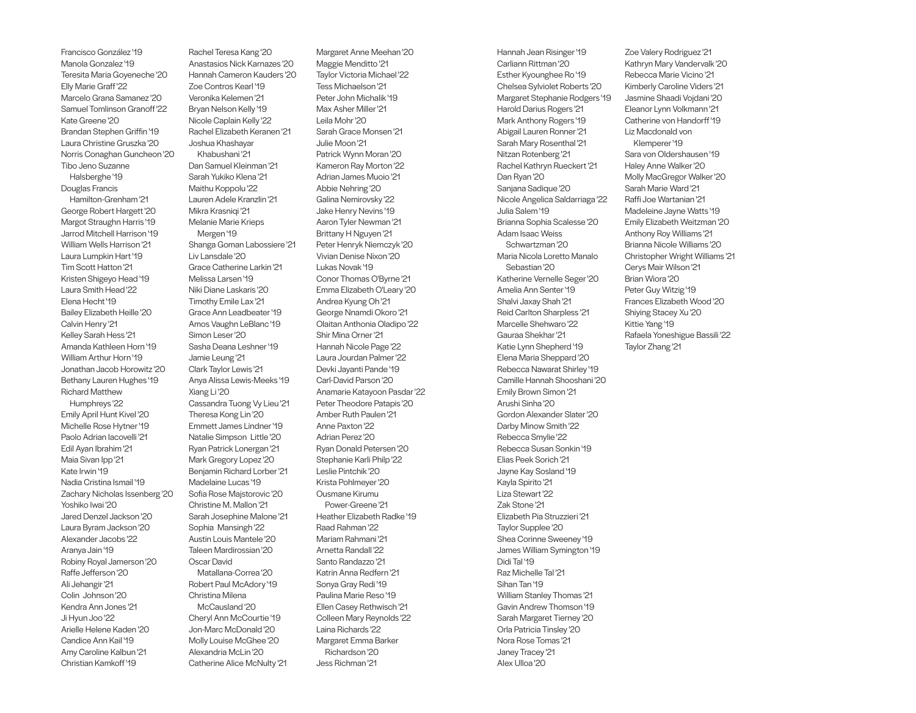Francisco González '19
Manola Gonzalez '19
Teresita Maria Goyeneche '20
Elly Marie Graff '22
Marcelo Grana Samanez '20
Samuel Tomlinson Granoff '22
Kate Greene '20
Brandan Stephen Griffin '19
Laura Christine Gruszka '20
Norris Conaghan Guncheon '20
Tibo Jeno Suzanne Halsberghe '19
Douglas Francis Hamilton-Grenham '21
George Robert Hargett '20
Margot Straughn Harris '19
Jarrod Mitchell Harrison '19
William Wells Harrison '21
Laura Lumpkin Hart '19
Tim Scott Hatton '21
Kristen Shigeyo Head '19
Laura Smith Head '22
Elena Hecht '19
Bailey Elizabeth Heille '20
Calvin Henry '21
Kelley Sarah Hess '21
Amanda Kathleen Horn '19
William Arthur Horn '19
Jonathan Jacob Horowitz '20
Bethany Lauren Hughes '19
Richard Matthew Humphreys '22
Emily April Hunt Kivel '20
Michelle Rose Hytner '19
Paolo Adrian Iacovelli '21
Edil Ayan Ibrahim '21
Maia Sivan Ipp '21
Kate Irwin '19
Nadia Cristina Ismail '19
Zachary Nicholas Issenberg '20
Yoshiko Iwai '20
Jared Denzel Jackson '20
Laura Byram Jackson '20
Alexander Jacobs '22
Aranya Jain '19
Robiny Royal Jamerson '20
Raffe Jefferson '20
Ali Jehangir '21
Colin Johnson '20
Kendra Ann Jones '21
Ji Hyun Joo '22
Arielle Helene Kaden '20
Candice Ann Kail '19
Amy Caroline Kalbun '21
Christian Kamkoff '19
Rachel Teresa Kang '20
Anastasios Nick Karnazes '20
Hannah Cameron Kauders '20
Zoe Contros Kearl '19
Veronika Kelemen '21
Bryan Nelson Kelly '19
Nicole Caplain Kelly '22
Rachel Elizabeth Keranen '21
Joshua Khashayar Khabushani '21
Dan Samuel Kleinman '21
Sarah Yukiko Klena '21
Maithu Koppolu '22
Lauren Adele Kranzlin '21
Mikra Krasniqi '21
Melanie Marie Krieps Mergen '19
Shanga Goman Labossiere '21
Liv Lansdale '20
Grace Catherine Larkin '21
Melissa Larsen '19
Niki Diane Laskaris '20
Timothy Emile Lax '21
Grace Ann Leadbeater '19
Amos Vaughn LeBlanc '19
Simon Leser '20
Sasha Deana Leshner '19
Jamie Leung '21
Clark Taylor Lewis '21
Anya Alissa Lewis-Meeks '19
Xiang Li '20
Cassandra Tuong Vy Lieu '21
Theresa Kong Lin '20
Emmett James Lindner '19
Natalie Simpson Little '20
Ryan Patrick Lonergan '21
Mark Gregory Lopez '20
Benjamin Richard Lorber '21
Madelaine Lucas '19
Sofia Rose Majstorovic '20
Christine M. Mallon '21
Sarah Josephine Malone '21
Sophia Mansingh '22
Austin Louis Mantele '20
Taleen Mardirossian '20
Oscar David Matallana-Correa '20
Robert Paul McAdory '19
Christina Milena McCausland '20
Cheryl Ann McCourtie '19
Jon-Marc McDonald '20
Molly Louise McGhee '20
Alexandria McLin '20
Catherine Alice McNulty '21
Margaret Anne Meehan '20
Maggie Menditto '21
Taylor Victoria Michael '22
Tess Michaelson '21
Peter John Michalik '19
Max Asher Miller '21
Leila Mohr '20
Sarah Grace Monsen '21
Julie Moon '21
Patrick Wynn Moran '20
Kameron Ray Morton '22
Adrian James Muoio '21
Abbie Nehring '20
Galina Nemirovsky '22
Jake Henry Nevins '19
Aaron Tyler Newman '21
Brittany H Nguyen '21
Peter Henryk Niemczyk '20
Vivian Denise Nixon '20
Lukas Novak '19
Conor Thomas O'Byrne '21
Emma Elizabeth O'Leary '20
Andrea Kyung Oh '21
George Nnamdi Okoro '21
Olaitan Anthonia Oladipo '22
Shir Mina Orner '21
Hannah Nicole Page '22
Laura Jourdan Palmer '22
Devki Jayanti Pande '19
Carl-David Parson '20
Anamarie Katayoon Pasdar '22
Peter Theodore Patapis '20
Amber Ruth Paulen '21
Anne Paxton '22
Adrian Perez '20
Ryan Donald Petersen '20
Stephanie Karli Philp '22
Leslie Pintchik '20
Krista Pohlmeyer '20
Ousmane Kirumu Power-Greene '21
Heather Elizabeth Radke '19
Raad Rahman '22
Mariam Rahmani '21
Arnetta Randall '22
Santo Randazzo '21
Katrin Anna Redfern '21
Sonya Gray Redi '19
Paulina Marie Reso '19
Ellen Casey Rethwisch '21
Colleen Mary Reynolds '22
Laina Richards '22
Margaret Emma Barker Richardson '20
Jess Richman '21
Hannah Jean Risinger '19
Carliann Rittman '20
Esther Kyounghee Ro '19
Chelsea Sylviolet Roberts '20
Margaret Stephanie Rodgers '19
Harold Darius Rogers '21
Mark Anthony Rogers '19
Abigail Lauren Ronner '21
Sarah Mary Rosenthal '21
Nitzan Rotenberg '21
Rachel Kathryn Rueckert '21
Dan Ryan '20
Sanjana Sadique '20
Nicole Angelica Saldarriaga '22
Julia Salem '19
Brianna Sophia Scalesse '20
Adam Isaac Weiss Schwartzman '20
Maria Nicola Loretto Manalo Sebastian '20
Katherine Vernelle Seger '20
Amelia Ann Senter '19
Shalvi Jaxay Shah '21
Reid Carlton Sharpless '21
Marcelle Shehwaro '22
Gauraa Shekhar '21
Katie Lynn Shepherd '19
Elena Maria Sheppard '20
Rebecca Nawarat Shirley '19
Camille Hannah Shooshani '20
Emily Brown Simon '21
Arushi Sinha '20
Gordon Alexander Slater '20
Darby Minow Smith '22
Rebecca Smylie '22
Rebecca Susan Sonkin '19
Elias Peek Sorich '21
Jayne Kay Sosland '19
Kayla Spirito '21
Liza Stewart '22
Zak Stone '21
Elizabeth Pia Struzzieri '21
Taylor Supplee '20
Shea Corinne Sweeney '19
James William Symington '19
Didi Tal '19
Raz Michelle Tal '21
Sihan Tan '19
William Stanley Thomas '21
Gavin Andrew Thomson '19
Sarah Margaret Tierney '20
Orla Patricia Tinsley '20
Nora Rose Tomas '21
Janey Tracey '21
Alex Ulloa '20
Zoe Valery Rodriguez '21
Kathryn Mary Vandervalk '20
Rebecca Marie Vicino '21
Kimberly Caroline Viders '21
Jasmine Shaadi Vojdani '20
Eleanor Lynn Volkmann '21
Catherine von Handorff '19
Liz Macdonald von Klemperer '19
Sara von Oldershausen '19
Haley Anne Walker '20
Molly MacGregor Walker '20
Sarah Marie Ward '21
Raffi Joe Wartanian '21
Madeleine Jayne Watts '19
Emily Elizabeth Weitzman '20
Anthony Roy Williams '21
Brianna Nicole Williams '20
Christopher Wright Williams '21
Cerys Mair Wilson '21
Brian Wiora '20
Peter Guy Witzig '19
Frances Elizabeth Wood '20
Shiying Stacey Xu '20
Kittie Yang '19
Rafaela Yoneshigue Bassili '22
Taylor Zhang '21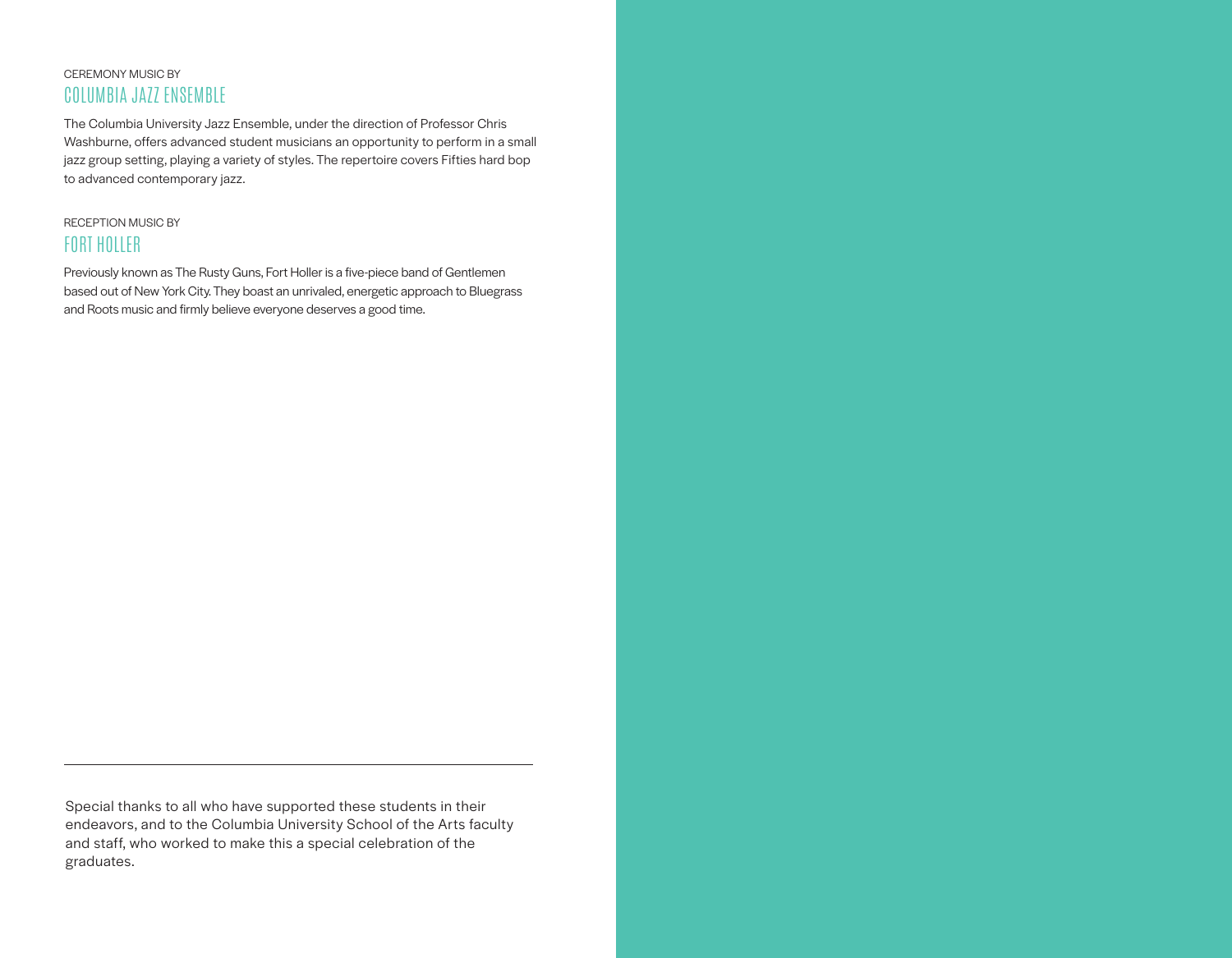CEREMONY MUSIC BY

## COLUMBIA JAZZ ENSEMBLE

The Columbia University Jazz Ensemble, under the direction of Professor Chris Washburne, offers advanced student musicians an opportunity to perform in a small jazz group setting, playing a variety of styles. The repertoire covers Fifties hard bop to advanced contemporary jazz.

RECEPTION MUSIC BY

## FORT HOLLER

Previously known as The Rusty Guns, Fort Holler is a five-piece band of Gentlemen based out of New York City. They boast an unrivaled, energetic approach to Bluegrass and Roots music and firmly believe everyone deserves a good time.

---

Special thanks to all who have supported these students in their endeavors, and to the Columbia University School of the Arts faculty and staff, who worked to make this a special celebration of the graduates.